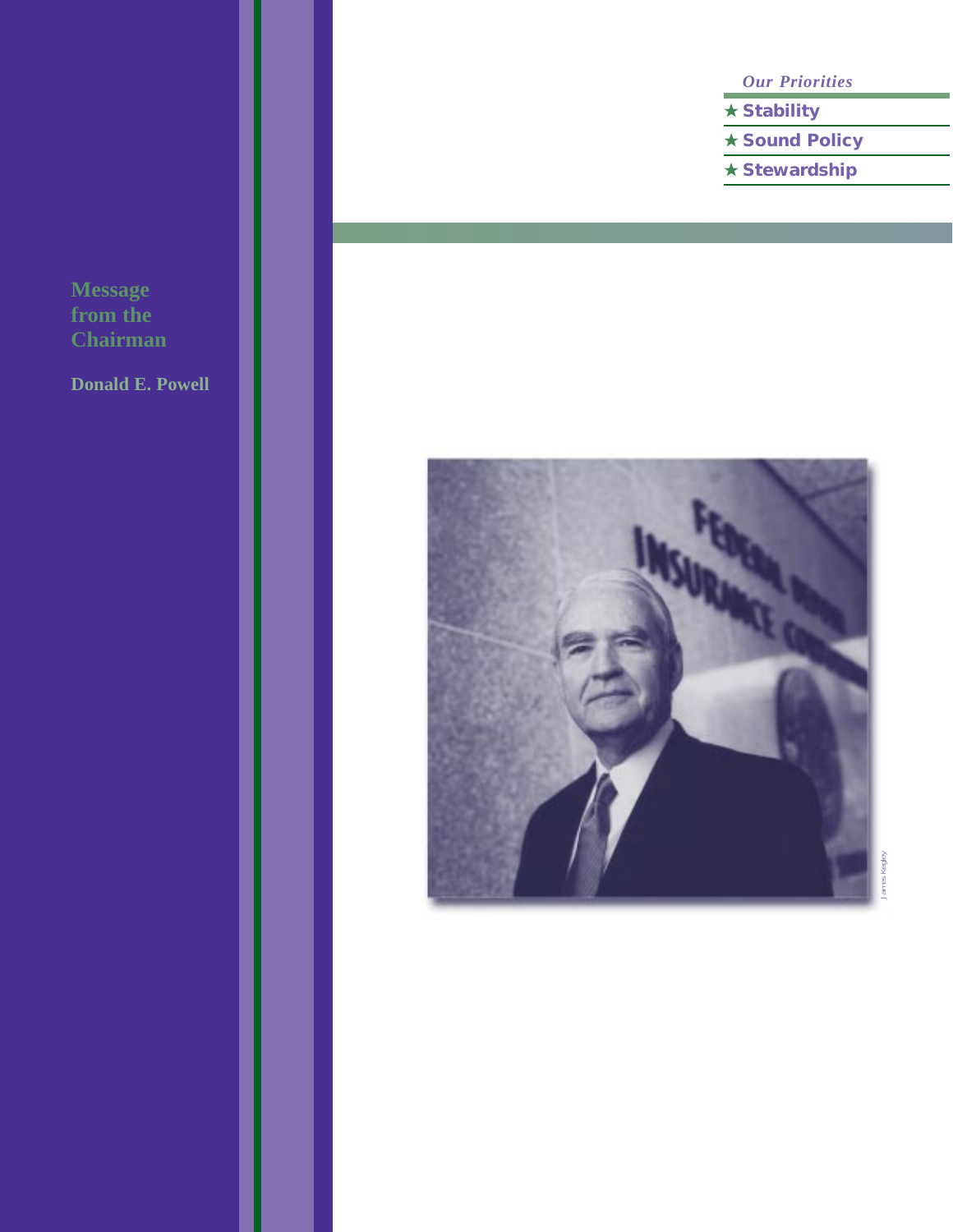*Our Priorities*

- ★ Stability
- ★ Sound Policy
- ★ Stewardship

# Message from the Chairman

**Donald E. Powell**

James Kegley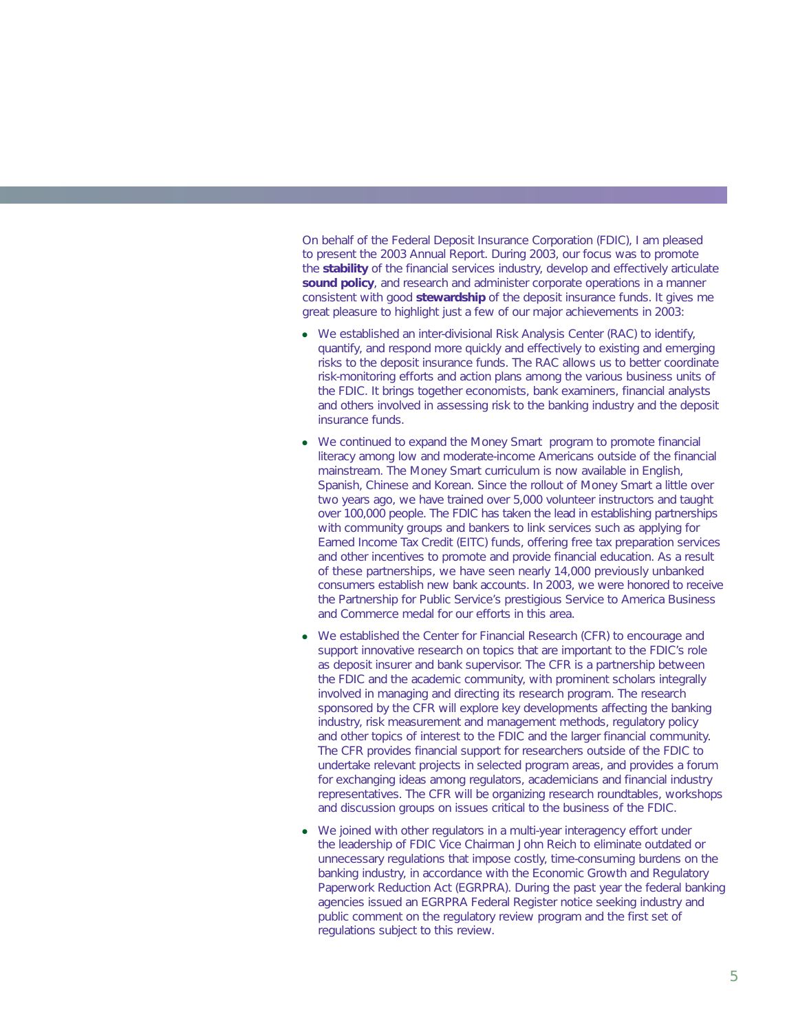On behalf of the Federal Deposit Insurance Corporation (FDIC), I am pleased to present the 2003 Annual Report. During 2003, our focus was to promote the **stability** of the financial services industry, develop and effectively articulate **sound policy**, and research and administer corporate operations in a manner consistent with good **stewardship** of the deposit insurance funds. It gives me great pleasure to highlight just a few of our major achievements in 2003:

- We established an inter-divisional Risk Analysis Center (RAC) to identify, quantify, and respond more quickly and effectively to existing and emerging risks to the deposit insurance funds. The RAC allows us to better coordinate risk-monitoring efforts and action plans among the various business units of the FDIC. It brings together economists, bank examiners, financial analysts and others involved in assessing risk to the banking industry and the deposit insurance funds.
- We continued to expand the Money Smart program to promote financial literacy among low and moderate-income Americans outside of the financial mainstream. The Money Smart curriculum is now available in English, Spanish, Chinese and Korean. Since the rollout of Money Smart a little over two years ago, we have trained over 5,000 volunteer instructors and taught over 100,000 people. The FDIC has taken the lead in establishing partnerships with community groups and bankers to link services such as applying for Earned Income Tax Credit (EITC) funds, offering free tax preparation services and other incentives to promote and provide financial education. As a result of these partnerships, we have seen nearly 14,000 previously unbanked consumers establish new bank accounts. In 2003, we were honored to receive the Partnership for Public Service's prestigious Service to America Business and Commerce medal for our efforts in this area.
- We established the Center for Financial Research (CFR) to encourage and support innovative research on topics that are important to the FDIC's role as deposit insurer and bank supervisor. The CFR is a partnership between the FDIC and the academic community, with prominent scholars integrally involved in managing and directing its research program. The research sponsored by the CFR will explore key developments affecting the banking industry, risk measurement and management methods, regulatory policy and other topics of interest to the FDIC and the larger financial community. The CFR provides financial support for researchers outside of the FDIC to undertake relevant projects in selected program areas, and provides a forum for exchanging ideas among regulators, academicians and financial industry representatives. The CFR will be organizing research roundtables, workshops and discussion groups on issues critical to the business of the FDIC.
- We joined with other regulators in a multi-year interagency effort under the leadership of FDIC Vice Chairman John Reich to eliminate outdated or unnecessary regulations that impose costly, time-consuming burdens on the banking industry, in accordance with the Economic Growth and Regulatory Paperwork Reduction Act (EGRPRA). During the past year the federal banking agencies issued an EGRPRA Federal Register notice seeking industry and public comment on the regulatory review program and the first set of regulations subject to this review.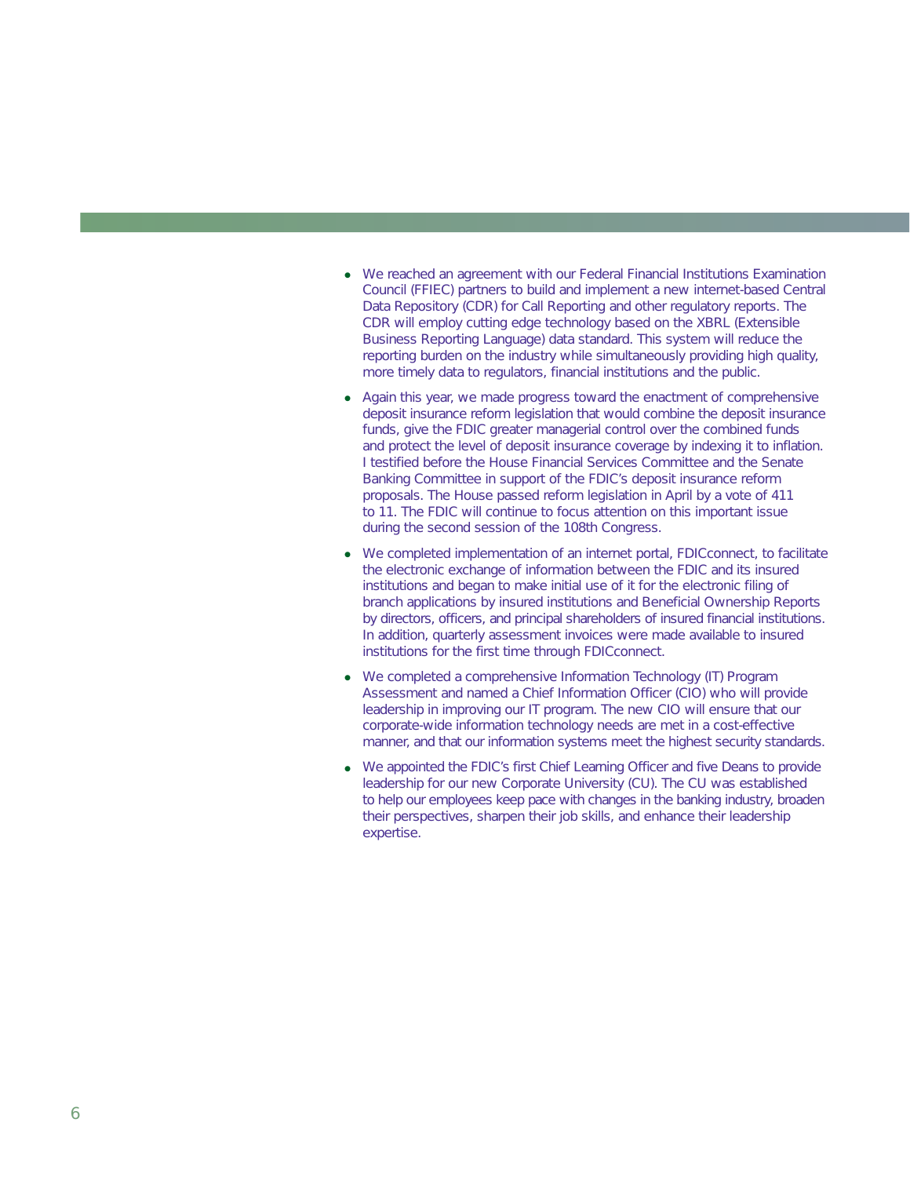- We reached an agreement with our Federal Financial Institutions Examination Council (FFIEC) partners to build and implement a new internet-based Central Data Repository (CDR) for Call Reporting and other regulatory reports. The CDR will employ cutting edge technology based on the XBRL (Extensible Business Reporting Language) data standard. This system will reduce the reporting burden on the industry while simultaneously providing high quality, more timely data to regulators, financial institutions and the public.
- Again this year, we made progress toward the enactment of comprehensive deposit insurance reform legislation that would combine the deposit insurance funds, give the FDIC greater managerial control over the combined funds and protect the level of deposit insurance coverage by indexing it to inflation. I testified before the House Financial Services Committee and the Senate Banking Committee in support of the FDIC's deposit insurance reform proposals. The House passed reform legislation in April by a vote of 411 to 11. The FDIC will continue to focus attention on this important issue during the second session of the 108th Congress.
- We completed implementation of an internet portal, FDICconnect, to facilitate the electronic exchange of information between the FDIC and its insured institutions and began to make initial use of it for the electronic filing of branch applications by insured institutions and Beneficial Ownership Reports by directors, officers, and principal shareholders of insured financial institutions. In addition, quarterly assessment invoices were made available to insured institutions for the first time through FDICconnect.
- We completed a comprehensive Information Technology (IT) Program Assessment and named a Chief Information Officer (CIO) who will provide leadership in improving our IT program. The new CIO will ensure that our corporate-wide information technology needs are met in a cost-effective manner, and that our information systems meet the highest security standards.
- We appointed the FDIC's first Chief Learning Officer and five Deans to provide leadership for our new Corporate University (CU). The CU was established to help our employees keep pace with changes in the banking industry, broaden their perspectives, sharpen their job skills, and enhance their leadership expertise.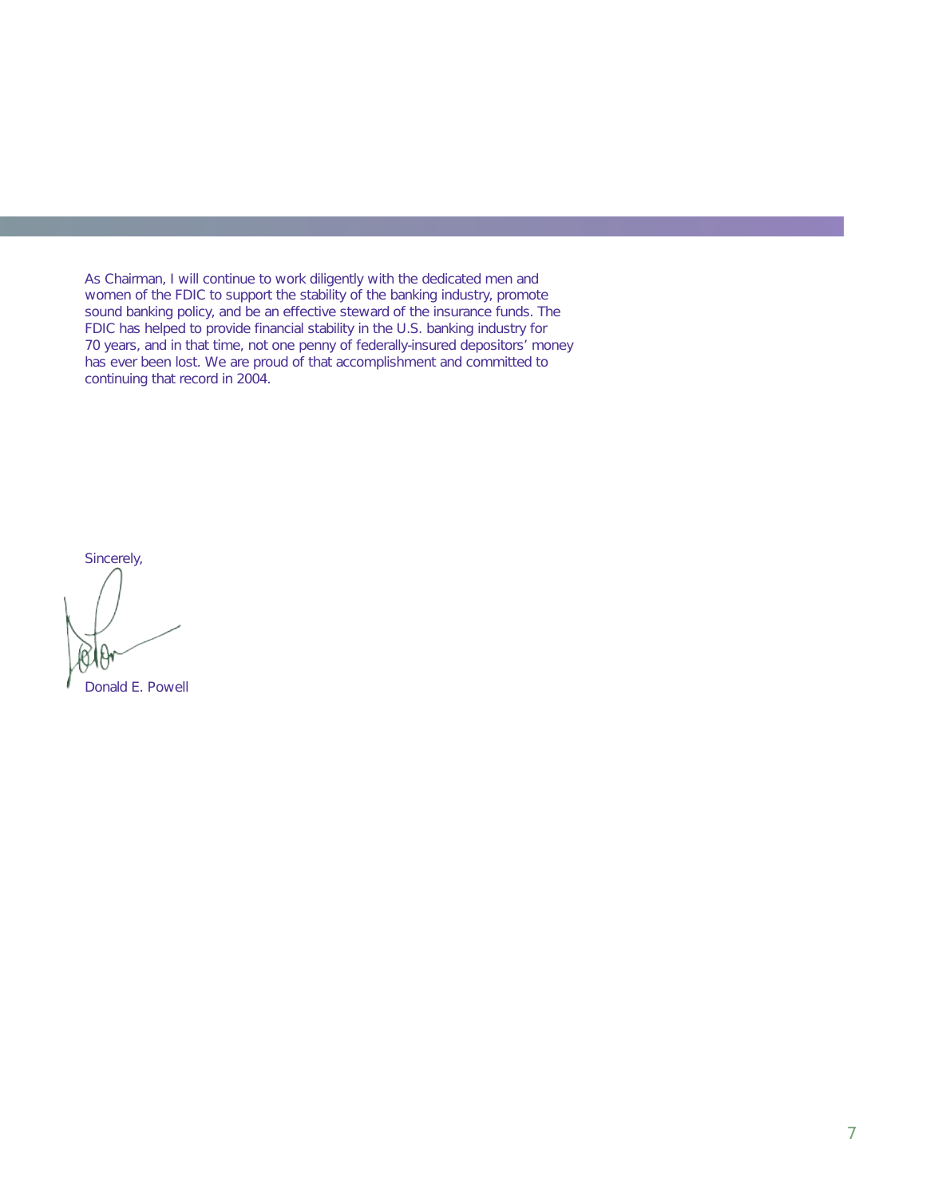As Chairman, I will continue to work diligently with the dedicated men and women of the FDIC to support the stability of the banking industry, promote sound banking policy, and be an effective steward of the insurance funds. The FDIC has helped to provide financial stability in the U.S. banking industry for 70 years, and in that time, not one penny of federally-insured depositors' money has ever been lost. We are proud of that accomplishment and committed to continuing that record in 2004.

Sincerely,

Donald E. Powell